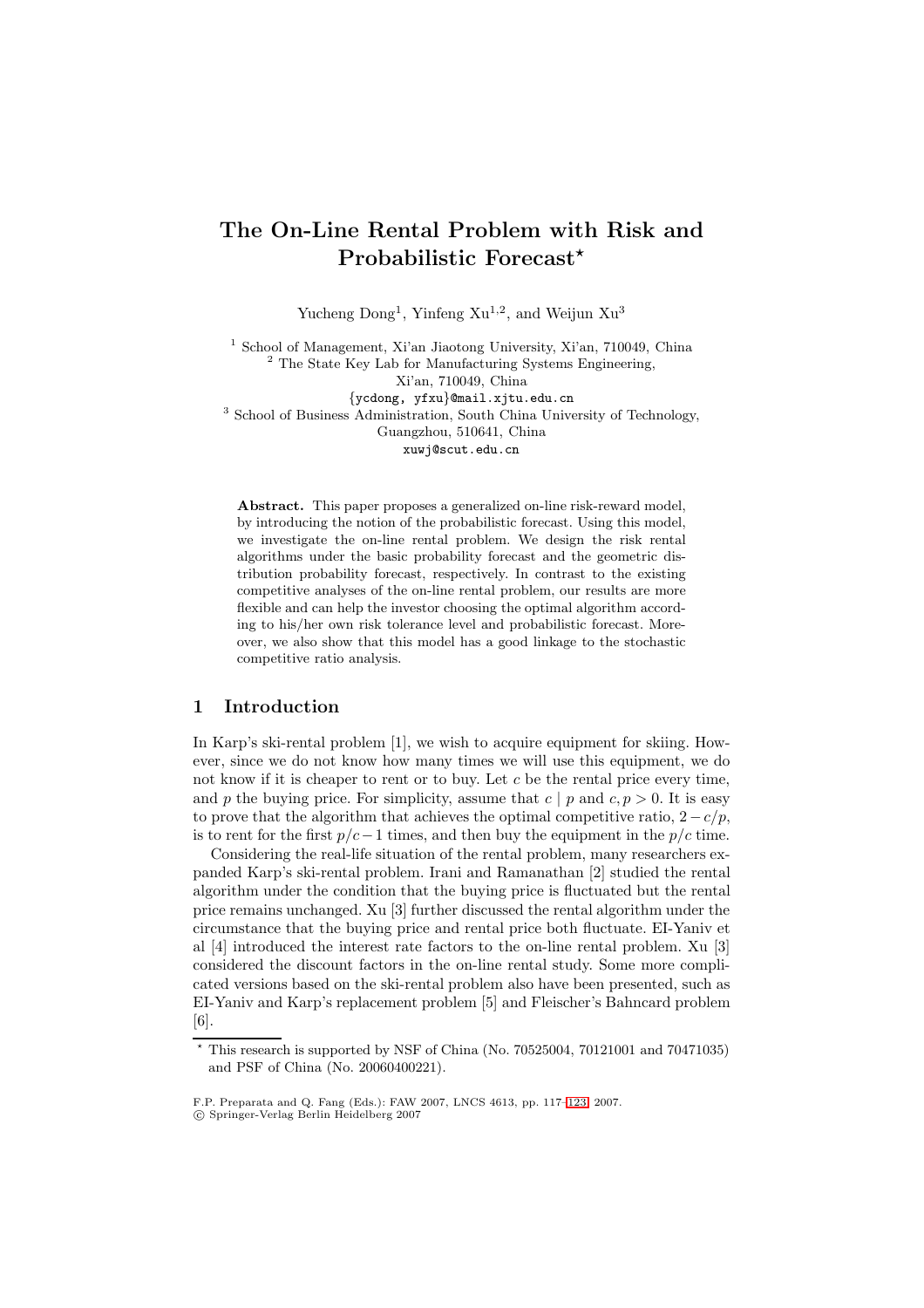# The On-Line Rental Problem with Risk and Probabilistic Forecast*

Yucheng Dong[1], Yinfeng Xu[1,2], and Weijun Xu[3]

[1] School of Management, Xi'an Jiaotong University, Xi'an, 710049, China
[2] The State Key Lab for Manufacturing Systems Engineering, Xi'an, 710049, China
{ycdong, yfxu}@mail.xjtu.edu.cn
[3] School of Business Administration, South China University of Technology, Guangzhou, 510641, China
xuwj@scut.edu.cn

**Abstract.** This paper proposes a generalized on-line risk-reward model, by introducing the notion of the probabilistic forecast. Using this model, we investigate the on-line rental problem. We design the risk rental algorithms under the basic probability forecast and the geometric distribution probability forecast, respectively. In contrast to the existing competitive analyses of the on-line rental problem, our results are more flexible and can help the investor choosing the optimal algorithm according to his/her own risk tolerance level and probabilistic forecast. Moreover, we also show that this model has a good linkage to the stochastic competitive ratio analysis.

## 1 Introduction

In Karp's ski-rental problem [1], we wish to acquire equipment for skiing. However, since we do not know how many times we will use this equipment, we do not know if it is cheaper to rent or to buy. Let $c$ be the rental price every time, and $p$ the buying price. For simplicity, assume that $c \mid p$ and $c, p > 0$. It is easy to prove that the algorithm that achieves the optimal competitive ratio, $2 - c/p$, is to rent for the first $p/c - 1$ times, and then buy the equipment in the $p/c$ time.

Considering the real-life situation of the rental problem, many researchers expanded Karp's ski-rental problem. Irani and Ramanathan [2] studied the rental algorithm under the condition that the buying price is fluctuated but the rental price remains unchanged. Xu [3] further discussed the rental algorithm under the circumstance that the buying price and rental price both fluctuate. EI-Yaniv et al [4] introduced the interest rate factors to the on-line rental problem. Xu [3] considered the discount factors in the on-line rental study. Some more complicated versions based on the ski-rental problem also have been presented, such as EI-Yaniv and Karp's replacement problem [5] and Fleischer's Bahncard problem [6].

* This research is supported by NSF of China (No. 70525004, 70121001 and 70471035) and PSF of China (No. 20060400221).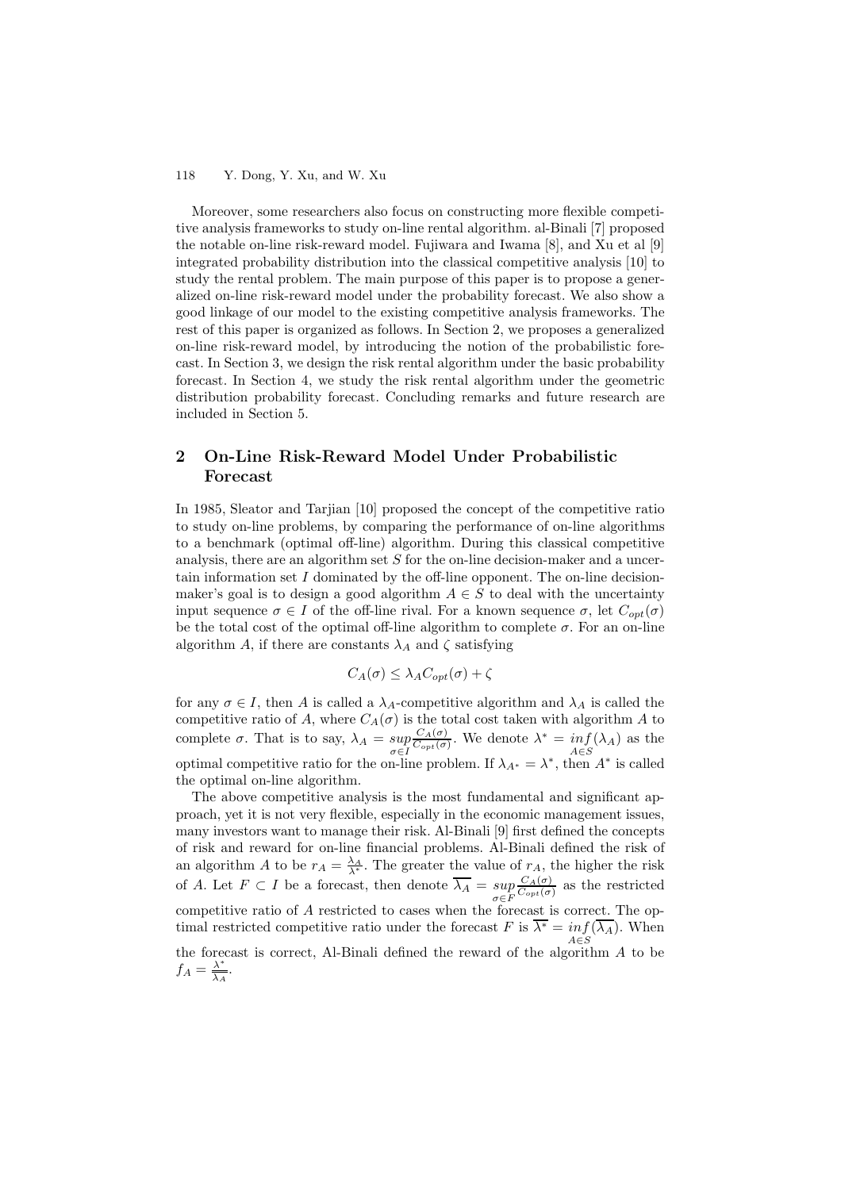Moreover, some researchers also focus on constructing more flexible competitive analysis frameworks to study on-line rental algorithm. al-Binali [7] proposed the notable on-line risk-reward model. Fujiwara and Iwama [8], and Xu et al [9] integrated probability distribution into the classical competitive analysis [10] to study the rental problem. The main purpose of this paper is to propose a generalized on-line risk-reward model under the probability forecast. We also show a good linkage of our model to the existing competitive analysis frameworks. The rest of this paper is organized as follows. In Section 2, we proposes a generalized on-line risk-reward model, by introducing the notion of the probabilistic forecast. In Section 3, we design the risk rental algorithm under the basic probability forecast. In Section 4, we study the risk rental algorithm under the geometric distribution probability forecast. Concluding remarks and future research are included in Section 5.

## 2 On-Line Risk-Reward Model Under Probabilistic Forecast

In 1985, Sleator and Tarjian [10] proposed the concept of the competitive ratio to study on-line problems, by comparing the performance of on-line algorithms to a benchmark (optimal off-line) algorithm. During this classical competitive analysis, there are an algorithm set $S$ for the on-line decision-maker and a uncertain information set $I$ dominated by the off-line opponent. The on-line decision-maker's goal is to design a good algorithm $A \in S$ to deal with the uncertainty input sequence $\sigma \in I$ of the off-line rival. For a known sequence $\sigma$, let $C_{opt}(\sigma)$ be the total cost of the optimal off-line algorithm to complete $\sigma$. For an on-line algorithm $A$, if there are constants $\lambda_A$ and $\zeta$ satisfying

$$C_A(\sigma) \leq \lambda_A C_{opt}(\sigma) + \zeta$$

for any $\sigma \in I$, then $A$ is called a $\lambda_A$-competitive algorithm and $\lambda_A$ is called the competitive ratio of $A$, where $C_A(\sigma)$ is the total cost taken with algorithm $A$ to complete $\sigma$. That is to say, $\lambda_A = \sup\limits_{\sigma \in I} \frac{C_A(\sigma)}{C_{opt}(\sigma)}$. We denote $\lambda^* = \inf\limits_{A \in S}(\lambda_A)$ as the optimal competitive ratio for the on-line problem. If $\lambda_{A^*} = \lambda^*$, then $A^*$ is called the optimal on-line algorithm.

The above competitive analysis is the most fundamental and significant approach, yet it is not very flexible, especially in the economic management issues, many investors want to manage their risk. Al-Binali [9] first defined the concepts of risk and reward for on-line financial problems. Al-Binali defined the risk of an algorithm $A$ to be $r_A = \frac{\lambda_A}{\lambda^*}$. The greater the value of $r_A$, the higher the risk of $A$. Let $F \subset I$ be a forecast, then denote $\overline{\lambda_A} = \sup\limits_{\sigma \in F} \frac{C_A(\sigma)}{C_{opt}(\sigma)}$ as the restricted competitive ratio of $A$ restricted to cases when the forecast is correct. The optimal restricted competitive ratio under the forecast $F$ is $\overline{\lambda^*} = \inf\limits_{A \in S}(\overline{\lambda_A})$. When the forecast is correct, Al-Binali defined the reward of the algorithm $A$ to be $f_A = \frac{\lambda^*}{\lambda_A}$.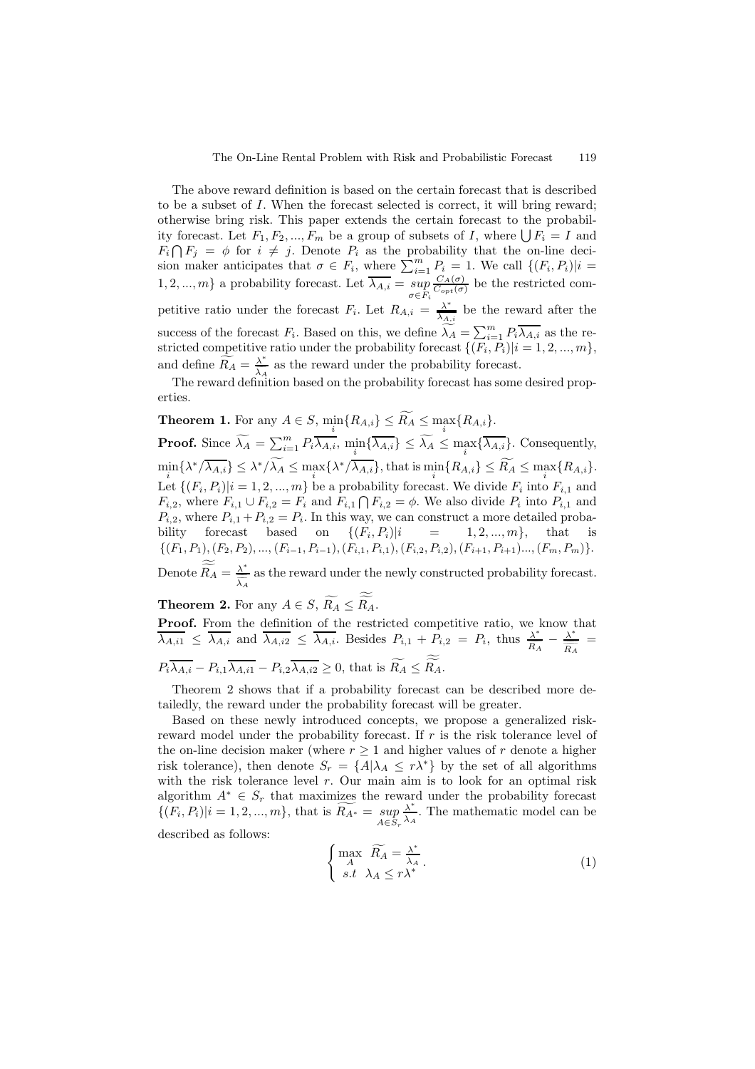The above reward definition is based on the certain forecast that is described to be a subset of $I$. When the forecast selected is correct, it will bring reward; otherwise bring risk. This paper extends the certain forecast to the probability forecast. Let $F_1, F_2, ..., F_m$ be a group of subsets of $I$, where $\bigcup F_i = I$ and $F_i \bigcap F_j = \phi$ for $i \neq j$. Denote $P_i$ as the probability that the on-line decision maker anticipates that $\sigma \in F_i$, where $\sum_{i=1}^{m} P_i = 1$. We call $\{(F_i, P_i)|i = 1, 2, ..., m\}$ a probability forecast. Let $\overline{\lambda_{A,i}} = \sup_{\sigma \in F_i} \frac{C_A(\sigma)}{C_{opt}(\sigma)}$ be the restricted competitive ratio under the forecast $F_i$. Let $R_{A,i} = \frac{\lambda^*}{\overline{\lambda_{A,i}}}$ be the reward after the success of the forecast $F_i$. Based on this, we define $\widetilde{\lambda_A} = \sum_{i=1}^{m} P_i \overline{\lambda_{A,i}}$ as the restricted competitive ratio under the probability forecast $\{(F_i, P_i)|i = 1, 2, ..., m\}$, and define $\widetilde{R_A} = \frac{\lambda^*}{\widetilde{\lambda_A}}$ as the reward under the probability forecast.

The reward definition based on the probability forecast has some desired properties.

**Theorem 1.** For any $A \in S$, $\min_i \{R_{A,i}\} \leq \widetilde{R_A} \leq \max_i \{R_{A,i}\}$.

**Proof.** Since $\widetilde{\lambda_A} = \sum_{i=1}^{m} P_i \overline{\lambda_{A,i}}$, $\min_i \{\overline{\lambda_{A,i}}\} \leq \widetilde{\lambda_A} \leq \max_i \{\overline{\lambda_{A,i}}\}$. Consequently, $\min_i \{\lambda^* / \overline{\lambda_{A,i}}\} \leq \lambda^* / \widetilde{\lambda_A} \leq \max_i \{\lambda^* / \overline{\lambda_{A,i}}\}$, that is $\min_i \{R_{A,i}\} \leq \widetilde{R_A} \leq \max_i \{R_{A,i}\}$.

Let $\{(F_i, P_i)|i = 1, 2, ..., m\}$ be a probability forecast. We divide $F_i$ into $F_{i,1}$ and $F_{i,2}$, where $F_{i,1} \cup F_{i,2} = F_i$ and $F_{i,1} \bigcap F_{i,2} = \phi$. We also divide $P_i$ into $P_{i,1}$ and $P_{i,2}$, where $P_{i,1} + P_{i,2} = P_i$. In this way, we can construct a more detailed probability forecast based on $\{(F_i, P_i)|i = 1, 2, ..., m\}$, that is $\{(F_1, P_1), (F_2, P_2), ..., (F_{i-1}, P_{i-1}), (F_{i,1}, P_{i,1}), (F_{i,2}, P_{i,2}), (F_{i+1}, P_{i+1}) ..., (F_m, P_m)\}$. Denote $\widetilde{\widetilde{R_A}} = \frac{\lambda^*}{\widetilde{\widetilde{\lambda_A}}}$ as the reward under the newly constructed probability forecast.

**Theorem 2.** For any $A \in S$, $\widetilde{R_A} \leq \widetilde{\widetilde{R_A}}$.

**Proof.** From the definition of the restricted competitive ratio, we know that $\overline{\lambda_{A,i1}} \leq \overline{\lambda_{A,i}}$ and $\overline{\lambda_{A,i2}} \leq \overline{\lambda_{A,i}}$. Besides $P_{i,1} + P_{i,2} = P_i$, thus $\frac{\lambda^*}{\widetilde{R_A}} - \frac{\lambda^*}{\widetilde{\widetilde{R_A}}} = P_i \overline{\lambda_{A,i}} - P_{i,1} \overline{\lambda_{A,i1}} - P_{i,2} \overline{\lambda_{A,i2}} \geq 0$, that is $\widetilde{R_A} \leq \widetilde{\widetilde{R_A}}$.

Theorem 2 shows that if a probability forecast can be described more detailedly, the reward under the probability forecast will be greater.

Based on these newly introduced concepts, we propose a generalized risk-reward model under the probability forecast. If $r$ is the risk tolerance level of the on-line decision maker (where $r \geq 1$ and higher values of $r$ denote a higher risk tolerance), then denote $S_r = \{A | \lambda_A \leq r\lambda^*\}$ by the set of all algorithms with the risk tolerance level $r$. Our main aim is to look for an optimal risk algorithm $A^* \in S_r$ that maximizes the reward under the probability forecast $\{(F_i, P_i)|i = 1, 2, ..., m\}$, that is $\widetilde{R_{A^*}} = \sup_{A \in S_r} \frac{\lambda^*}{\widetilde{\lambda_A}}$. The mathematic model can be described as follows:

$$\begin{cases} \max_{A} \ \widetilde{R_A} = \frac{\lambda^*}{\widetilde{\lambda_A}} \\ s.t \ \ \lambda_A \leq r\lambda^* \end{cases}. \tag{1}$$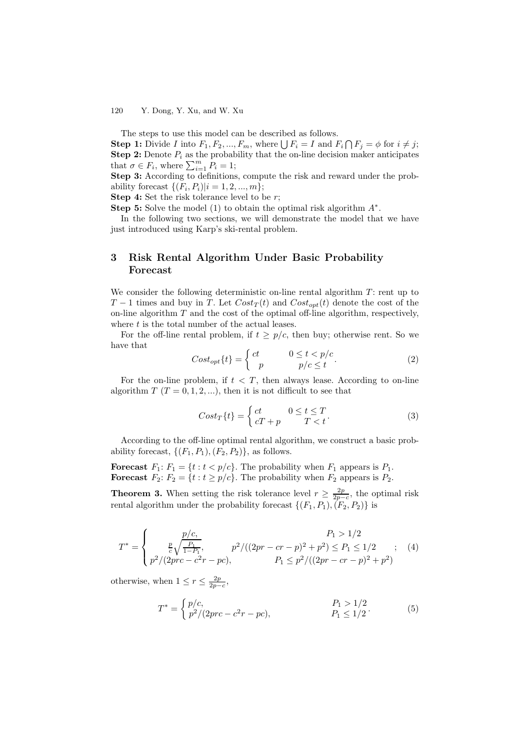The steps to use this model can be described as follows.

**Step 1:** Divide $I$ into $F_1, F_2, ..., F_m$, where $\bigcup F_i = I$ and $F_i \bigcap F_j = \phi$ for $i \neq j$;

**Step 2:** Denote $P_i$ as the probability that the on-line decision maker anticipates that $\sigma \in F_i$, where $\sum_{i=1}^{m} P_i = 1$;

**Step 3:** According to definitions, compute the risk and reward under the probability forecast $\{(F_i, P_i)|i = 1, 2, ..., m\}$;

**Step 4:** Set the risk tolerance level to be $r$;

**Step 5:** Solve the model (1) to obtain the optimal risk algorithm $A^*$.

In the following two sections, we will demonstrate the model that we have just introduced using Karp's ski-rental problem.

## 3 Risk Rental Algorithm Under Basic Probability Forecast

We consider the following deterministic on-line rental algorithm $T$: rent up to $T-1$ times and buy in $T$. Let $Cost_T(t)$ and $Cost_{opt}(t)$ denote the cost of the on-line algorithm $T$ and the cost of the optimal off-line algorithm, respectively, where $t$ is the total number of the actual leases.

For the off-line rental problem, if $t \geq p/c$, then buy; otherwise rent. So we have that

$$Cost_{opt}\{t\} = \begin{cases} ct & 0 \leq t < p/c \\ p & p/c \leq t \end{cases}. \tag{2}$$

For the on-line problem, if $t < T$, then always lease. According to on-line algorithm $T$ ($T = 0, 1, 2, ...$), then it is not difficult to see that

$$Cost_T\{t\} = \begin{cases} ct & 0 \leq t \leq T \\ cT + p & T < t \end{cases}. \tag{3}$$

According to the off-line optimal rental algorithm, we construct a basic probability forecast, $\{(F_1, P_1), (F_2, P_2)\}$, as follows.

**Forecast** $F_1$: $F_1 = \{t : t < p/c\}$. The probability when $F_1$ appears is $P_1$.
**Forecast** $F_2$: $F_2 = \{t : t \geq p/c\}$. The probability when $F_2$ appears is $P_2$.

**Theorem 3.** When setting the risk tolerance level $r \geq \frac{2p}{2p-c}$, the optimal risk rental algorithm under the probability forecast $\{(F_1, P_1), (F_2, P_2)\}$ is

$$T^* = \begin{cases} p/c, & P_1 > 1/2 \\ \frac{p}{c}\sqrt{\frac{P_1}{1-P_1}}, & p^2/((2pr-cr-p)^2+p^2) \leq P_1 \leq 1/2 \\ p^2/(2prc-c^2r-pc), & P_1 \leq p^2/((2pr-cr-p)^2+p^2) \end{cases}; \tag{4}$$

otherwise, when $1 \leq r \leq \frac{2p}{2p-c}$,

$$T^* = \begin{cases} p/c, & P_1 > 1/2 \\ p^2/(2prc-c^2r-pc), & P_1 \leq 1/2 \end{cases}. \tag{5}$$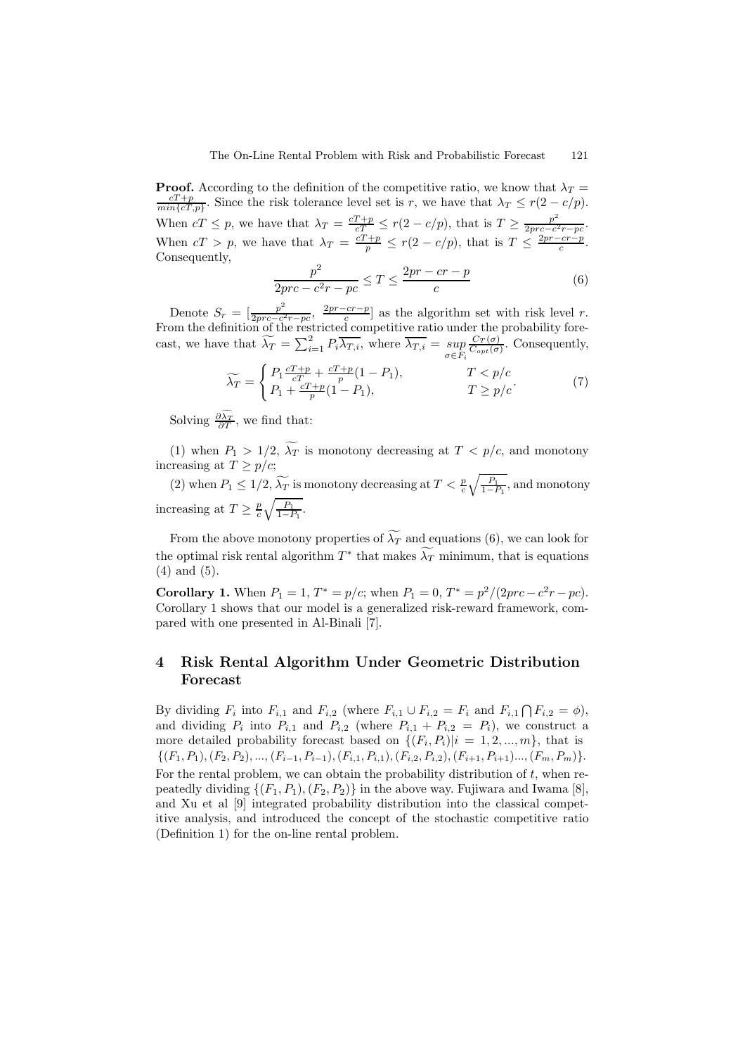**Proof.** According to the definition of the competitive ratio, we know that $\lambda_T = \frac{cT+p}{min\{cT,p\}}$. Since the risk tolerance level set is $r$, we have that $\lambda_T \le r(2-c/p)$. When $cT \le p$, we have that $\lambda_T = \frac{cT+p}{cT} \le r(2-c/p)$, that is $T \ge \frac{p^2}{2prc-c^2r-pc}$. When $cT > p$, we have that $\lambda_T = \frac{cT+p}{p} \le r(2-c/p)$, that is $T \le \frac{2pr-cr-p}{c}$. Consequently,

$$\frac{p^2}{2prc-c^2r-pc} \le T \le \frac{2pr-cr-p}{c} \tag{6}$$

Denote $S_r = [\frac{p^2}{2prc-c^2r-pc}, \frac{2pr-cr-p}{c}]$ as the algorithm set with risk level $r$. From the definition of the restricted competitive ratio under the probability forecast, we have that $\widetilde{\lambda_T} = \sum_{i=1}^{2} P_i \overline{\lambda_{T,i}}$, where $\overline{\lambda_{T,i}} = \sup_{\sigma \in F_i} \frac{C_T(\sigma)}{C_{opt}(\sigma)}$. Consequently,

$$\widetilde{\lambda_T} = \begin{cases} P_1 \frac{cT+p}{cT} + \frac{cT+p}{p}(1-P_1), & T < p/c \\ P_1 + \frac{cT+p}{p}(1-P_1), & T \ge p/c \end{cases}. \tag{7}$$

Solving $\frac{\partial \widetilde{\lambda_T}}{\partial T}$, we find that:

(1) when $P_1 > 1/2$, $\widetilde{\lambda_T}$ is monotony decreasing at $T < p/c$, and monotony increasing at $T \ge p/c$;

(2) when $P_1 \le 1/2$, $\widetilde{\lambda_T}$ is monotony decreasing at $T < \frac{p}{c}\sqrt{\frac{P_1}{1-P_1}}$, and monotony increasing at $T \ge \frac{p}{c}\sqrt{\frac{P_1}{1-P_1}}$.

From the above monotony properties of $\widetilde{\lambda_T}$ and equations (6), we can look for the optimal risk rental algorithm $T^*$ that makes $\widetilde{\lambda_T}$ minimum, that is equations (4) and (5).

**Corollary 1.** When $P_1 = 1$, $T^* = p/c$; when $P_1 = 0$, $T^* = p^2/(2prc - c^2r - pc)$. Corollary 1 shows that our model is a generalized risk-reward framework, compared with one presented in Al-Binali [7].

## 4 Risk Rental Algorithm Under Geometric Distribution Forecast

By dividing $F_i$ into $F_{i,1}$ and $F_{i,2}$ (where $F_{i,1} \cup F_{i,2} = F_i$ and $F_{i,1} \bigcap F_{i,2} = \phi$), and dividing $P_i$ into $P_{i,1}$ and $P_{i,2}$ (where $P_{i,1} + P_{i,2} = P_i$), we construct a more detailed probability forecast based on $\{(F_i, P_i)|i = 1, 2, ..., m\}$, that is $\{(F_1, P_1), (F_2, P_2), ..., (F_{i-1}, P_{i-1}), (F_{i,1}, P_{i,1}), (F_{i,2}, P_{i,2}), (F_{i+1}, P_{i+1}) ..., (F_m, P_m)\}$. For the rental problem, we can obtain the probability distribution of $t$, when repeatedly dividing $\{(F_1, P_1), (F_2, P_2)\}$ in the above way. Fujiwara and Iwama [8], and Xu et al [9] integrated probability distribution into the classical competitive analysis, and introduced the concept of the stochastic competitive ratio (Definition 1) for the on-line rental problem.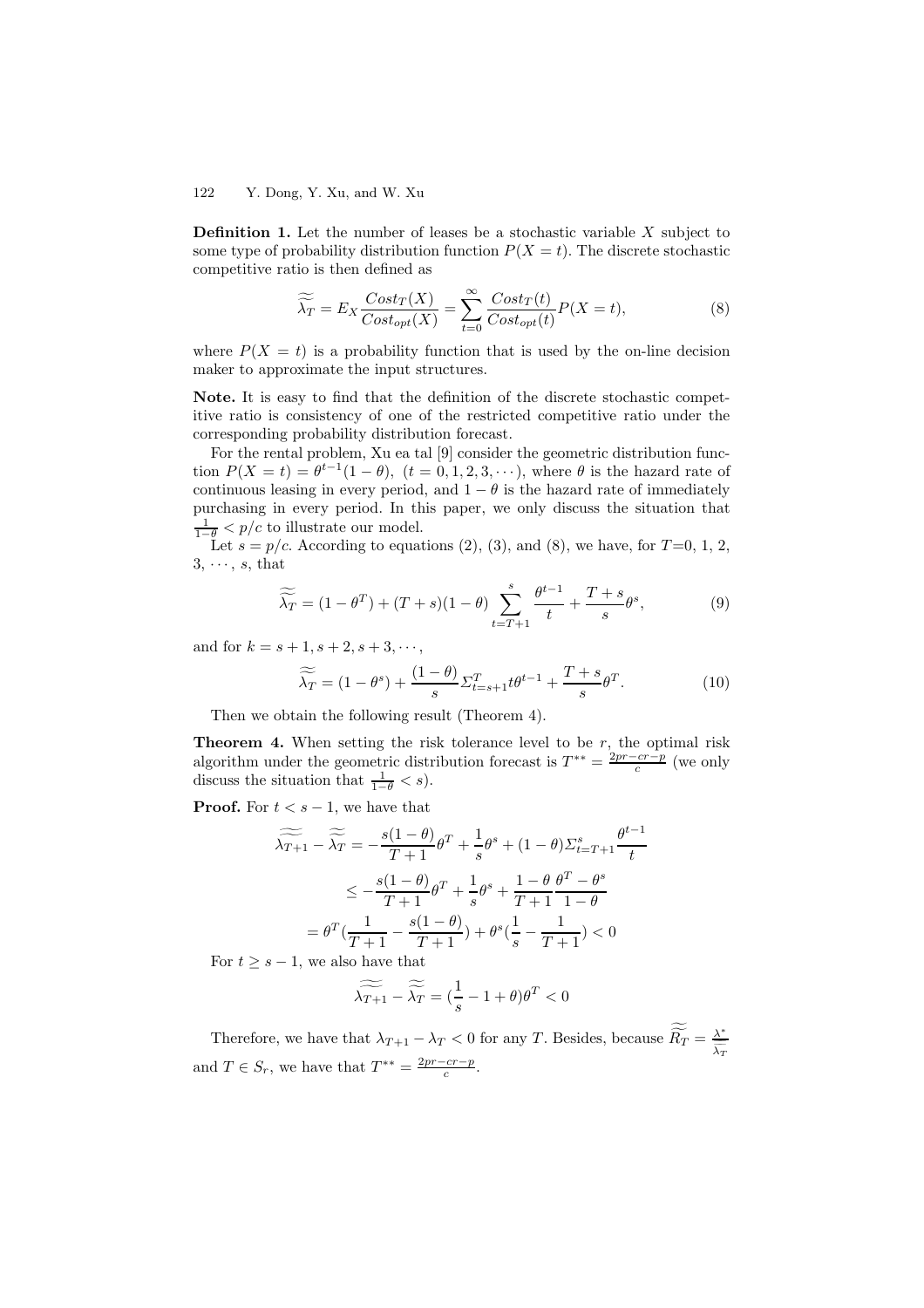**Definition 1.** Let the number of leases be a stochastic variable $X$ subject to some type of probability distribution function $P(X = t)$. The discrete stochastic competitive ratio is then defined as

$$\widetilde{\widetilde{\lambda_T}} = E_X \frac{Cost_T(X)}{Cost_{opt}(X)} = \sum_{t=0}^{\infty} \frac{Cost_T(t)}{Cost_{opt}(t)} P(X = t), \tag{8}$$

where $P(X = t)$ is a probability function that is used by the on-line decision maker to approximate the input structures.

**Note.** It is easy to find that the definition of the discrete stochastic competitive ratio is consistency of one of the restricted competitive ratio under the corresponding probability distribution forecast.

For the rental problem, Xu ea tal [9] consider the geometric distribution function $P(X = t) = \theta^{t-1}(1 - \theta)$, $(t = 0, 1, 2, 3, \cdots)$, where $\theta$ is the hazard rate of continuous leasing in every period, and $1 - \theta$ is the hazard rate of immediately purchasing in every period. In this paper, we only discuss the situation that $\frac{1}{1-\theta} < p/c$ to illustrate our model.

Let $s = p/c$. According to equations (2), (3), and (8), we have, for $T$=0, 1, 2, 3, $\cdots$, $s$, that

$$\widetilde{\widetilde{\lambda_T}} = (1 - \theta^T) + (T + s)(1 - \theta) \sum_{t=T+1}^{s} \frac{\theta^{t-1}}{t} + \frac{T + s}{s} \theta^s, \tag{9}$$

and for $k = s + 1, s + 2, s + 3, \cdots$,

$$\widetilde{\widetilde{\lambda_T}} = (1 - \theta^s) + \frac{(1 - \theta)}{s} \Sigma_{t=s+1}^{T} t\theta^{t-1} + \frac{T + s}{s} \theta^T. \tag{10}$$

Then we obtain the following result (Theorem 4).

**Theorem 4.** When setting the risk tolerance level to be $r$, the optimal risk algorithm under the geometric distribution forecast is $T^{**} = \frac{2pr - cr - p}{c}$ (we only discuss the situation that $\frac{1}{1-\theta} < s$).

**Proof.** For $t < s - 1$, we have that

$$\begin{aligned}
\widetilde{\widetilde{\lambda_{T+1}}} - \widetilde{\widetilde{\lambda_T}} &= -\frac{s(1 - \theta)}{T + 1} \theta^T + \frac{1}{s} \theta^s + (1 - \theta) \Sigma_{t=T+1}^{s} \frac{\theta^{t-1}}{t} \\
&\leq -\frac{s(1 - \theta)}{T + 1} \theta^T + \frac{1}{s} \theta^s + \frac{1 - \theta}{T + 1} \frac{\theta^T - \theta^s}{1 - \theta} \\
&= \theta^T \left(\frac{1}{T + 1} - \frac{s(1 - \theta)}{T + 1}\right) + \theta^s \left(\frac{1}{s} - \frac{1}{T + 1}\right) < 0
\end{aligned}$$

For $t \geq s - 1$, we also have that

$$\widetilde{\widetilde{\lambda_{T+1}}} - \widetilde{\widetilde{\lambda_T}} = \left(\frac{1}{s} - 1 + \theta\right) \theta^T < 0$$

Therefore, we have that $\lambda_{T+1} - \lambda_T < 0$ for any $T$. Besides, because $\widetilde{\widetilde{R_T}} = \frac{\lambda^*}{\lambda_T}$ and $T \in S_r$, we have that $T^{**} = \frac{2pr - cr - p}{c}$.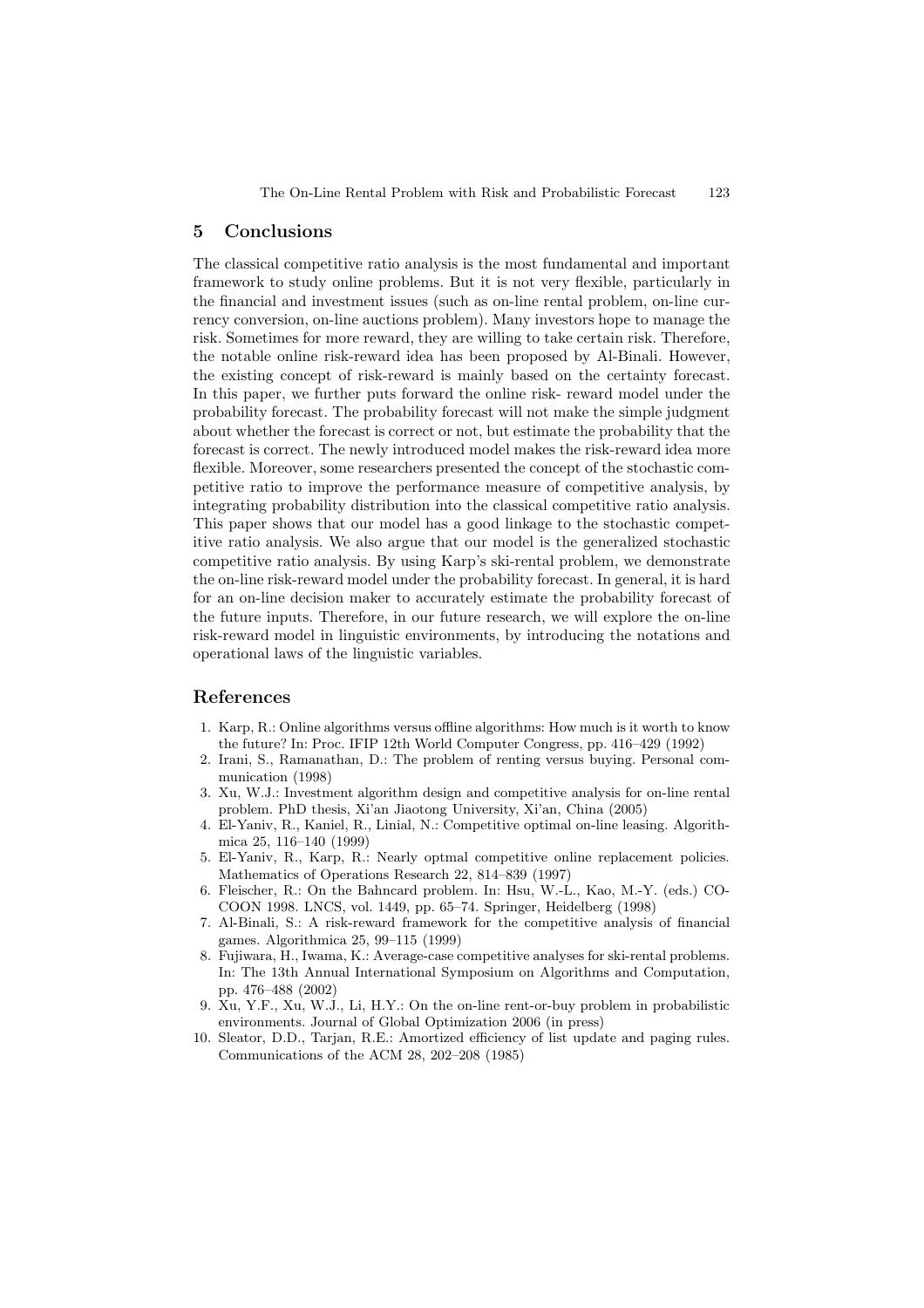## 5 Conclusions

The classical competitive ratio analysis is the most fundamental and important framework to study online problems. But it is not very flexible, particularly in the financial and investment issues (such as on-line rental problem, on-line currency conversion, on-line auctions problem). Many investors hope to manage the risk. Sometimes for more reward, they are willing to take certain risk. Therefore, the notable online risk-reward idea has been proposed by Al-Binali. However, the existing concept of risk-reward is mainly based on the certainty forecast. In this paper, we further puts forward the online risk- reward model under the probability forecast. The probability forecast will not make the simple judgment about whether the forecast is correct or not, but estimate the probability that the forecast is correct. The newly introduced model makes the risk-reward idea more flexible. Moreover, some researchers presented the concept of the stochastic competitive ratio to improve the performance measure of competitive analysis, by integrating probability distribution into the classical competitive ratio analysis. This paper shows that our model has a good linkage to the stochastic competitive ratio analysis. We also argue that our model is the generalized stochastic competitive ratio analysis. By using Karp's ski-rental problem, we demonstrate the on-line risk-reward model under the probability forecast. In general, it is hard for an on-line decision maker to accurately estimate the probability forecast of the future inputs. Therefore, in our future research, we will explore the on-line risk-reward model in linguistic environments, by introducing the notations and operational laws of the linguistic variables.

## References

1. Karp, R.: Online algorithms versus offline algorithms: How much is it worth to know the future? In: Proc. IFIP 12th World Computer Congress, pp. 416–429 (1992)
2. Irani, S., Ramanathan, D.: The problem of renting versus buying. Personal communication (1998)
3. Xu, W.J.: Investment algorithm design and competitive analysis for on-line rental problem. PhD thesis, Xi'an Jiaotong University, Xi'an, China (2005)
4. El-Yaniv, R., Kaniel, R., Linial, N.: Competitive optimal on-line leasing. Algorithmica 25, 116–140 (1999)
5. El-Yaniv, R., Karp, R.: Nearly optmal competitive online replacement policies. Mathematics of Operations Research 22, 814–839 (1997)
6. Fleischer, R.: On the Bahncard problem. In: Hsu, W.-L., Kao, M.-Y. (eds.) COCOON 1998. LNCS, vol. 1449, pp. 65–74. Springer, Heidelberg (1998)
7. Al-Binali, S.: A risk-reward framework for the competitive analysis of financial games. Algorithmica 25, 99–115 (1999)
8. Fujiwara, H., Iwama, K.: Average-case competitive analyses for ski-rental problems. In: The 13th Annual International Symposium on Algorithms and Computation, pp. 476–488 (2002)
9. Xu, Y.F., Xu, W.J., Li, H.Y.: On the on-line rent-or-buy problem in probabilistic environments. Journal of Global Optimization 2006 (in press)
10. Sleator, D.D., Tarjan, R.E.: Amortized efficiency of list update and paging rules. Communications of the ACM 28, 202–208 (1985)